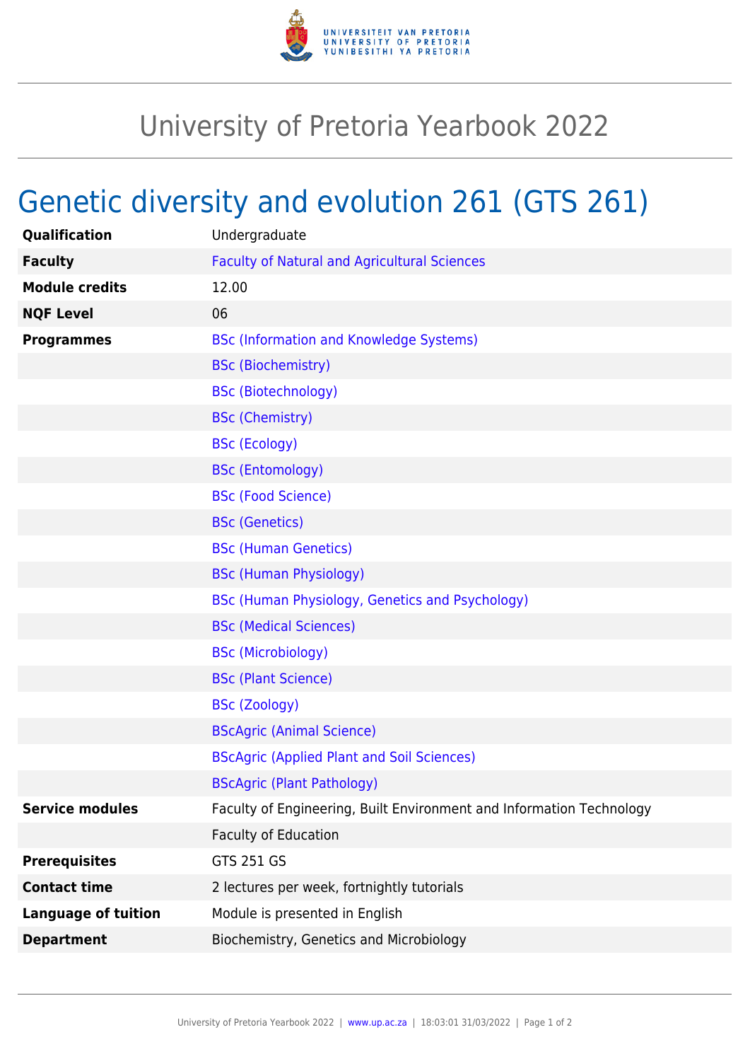# University of Pretoria Yearbook 2022

## Genetic diversity and evolution 261 (GTS 261)

| | |
|---|---|
| **Qualification** | Undergraduate |
| **Faculty** | Faculty of Natural and Agricultural Sciences |
| **Module credits** | 12.00 |
| **NQF Level** | 06 |
| **Programmes** | BSc (Information and Knowledge Systems) |
| | BSc (Biochemistry) |
| | BSc (Biotechnology) |
| | BSc (Chemistry) |
| | BSc (Ecology) |
| | BSc (Entomology) |
| | BSc (Food Science) |
| | BSc (Genetics) |
| | BSc (Human Genetics) |
| | BSc (Human Physiology) |
| | BSc (Human Physiology, Genetics and Psychology) |
| | BSc (Medical Sciences) |
| | BSc (Microbiology) |
| | BSc (Plant Science) |
| | BSc (Zoology) |
| | BScAgric (Animal Science) |
| | BScAgric (Applied Plant and Soil Sciences) |
| | BScAgric (Plant Pathology) |
| **Service modules** | Faculty of Engineering, Built Environment and Information Technology |
| | Faculty of Education |
| **Prerequisites** | GTS 251 GS |
| **Contact time** | 2 lectures per week, fortnightly tutorials |
| **Language of tuition** | Module is presented in English |
| **Department** | Biochemistry, Genetics and Microbiology |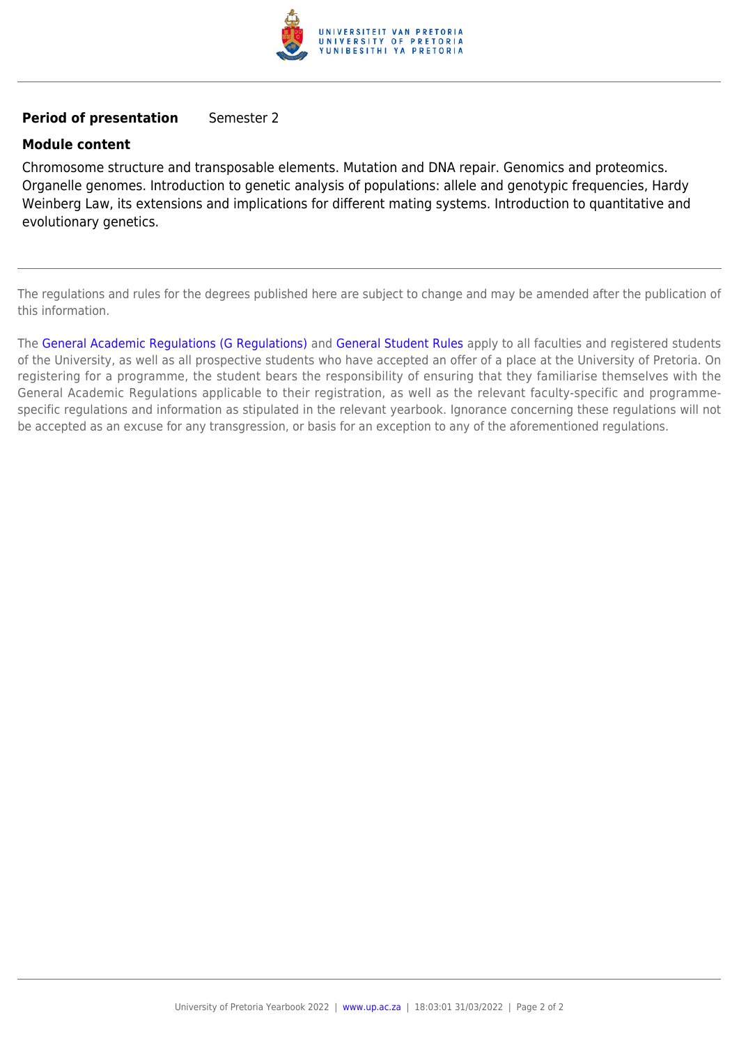**Period of presentation** Semester 2

**Module content**

Chromosome structure and transposable elements. Mutation and DNA repair. Genomics and proteomics. Organelle genomes. Introduction to genetic analysis of populations: allele and genotypic frequencies, Hardy Weinberg Law, its extensions and implications for different mating systems. Introduction to quantitative and evolutionary genetics.

---

The regulations and rules for the degrees published here are subject to change and may be amended after the publication of this information.

The General Academic Regulations (G Regulations) and General Student Rules apply to all faculties and registered students of the University, as well as all prospective students who have accepted an offer of a place at the University of Pretoria. On registering for a programme, the student bears the responsibility of ensuring that they familiarise themselves with the General Academic Regulations applicable to their registration, as well as the relevant faculty-specific and programme-specific regulations and information as stipulated in the relevant yearbook. Ignorance concerning these regulations will not be accepted as an excuse for any transgression, or basis for an exception to any of the aforementioned regulations.